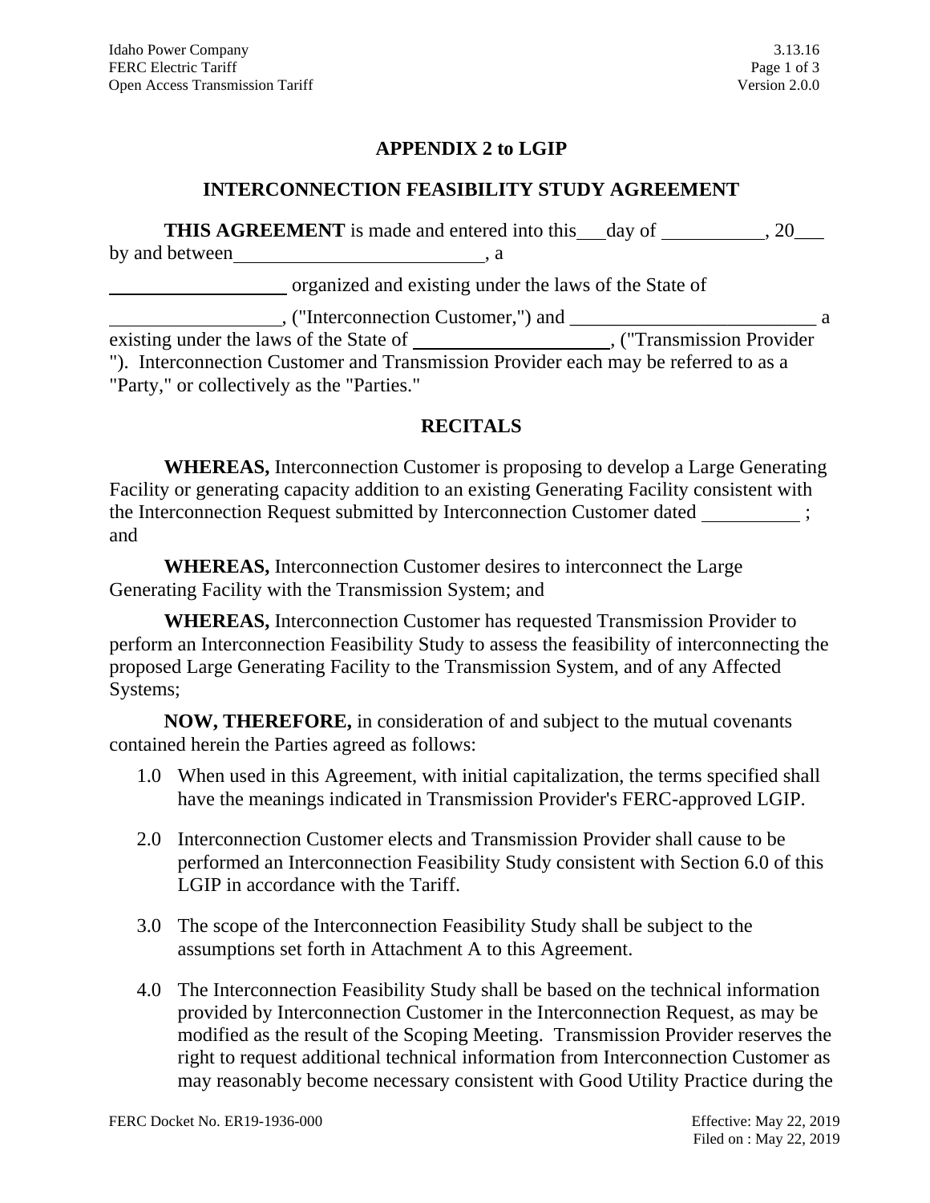# APPENDIX 2 to LGIP

## INTERCONNECTION FEASIBILITY STUDY AGREEMENT

**THIS AGREEMENT** is made and entered into this\_\_\_day of \_\_\_\_\_\_\_\_\_\_\_, 20\_\_\_ by and between\_\_\_\_\_\_\_\_\_\_\_\_\_\_\_\_\_\_\_\_\_\_\_\_\_\_, a

\_\_\_\_\_\_\_\_\_\_\_\_\_\_\_\_\_\_ organized and existing under the laws of the State of

\_\_\_\_\_\_\_\_\_\_\_\_\_\_\_\_\_\_, ("Interconnection Customer,") and \_\_\_\_\_\_\_\_\_\_\_\_\_\_\_\_\_\_\_\_\_\_\_\_\_\_ a existing under the laws of the State of \_\_\_\_\_\_\_\_\_\_\_\_\_\_\_\_\_\_\_\_\_, ("Transmission Provider "). Interconnection Customer and Transmission Provider each may be referred to as a "Party," or collectively as the "Parties."

## RECITALS

**WHEREAS,** Interconnection Customer is proposing to develop a Large Generating Facility or generating capacity addition to an existing Generating Facility consistent with the Interconnection Request submitted by Interconnection Customer dated \_\_\_\_\_\_\_\_\_\_ ; and

**WHEREAS,** Interconnection Customer desires to interconnect the Large Generating Facility with the Transmission System; and

**WHEREAS,** Interconnection Customer has requested Transmission Provider to perform an Interconnection Feasibility Study to assess the feasibility of interconnecting the proposed Large Generating Facility to the Transmission System, and of any Affected Systems;

**NOW, THEREFORE,** in consideration of and subject to the mutual covenants contained herein the Parties agreed as follows:

1.0 When used in this Agreement, with initial capitalization, the terms specified shall have the meanings indicated in Transmission Provider's FERC-approved LGIP.

2.0 Interconnection Customer elects and Transmission Provider shall cause to be performed an Interconnection Feasibility Study consistent with Section 6.0 of this LGIP in accordance with the Tariff.

3.0 The scope of the Interconnection Feasibility Study shall be subject to the assumptions set forth in Attachment A to this Agreement.

4.0 The Interconnection Feasibility Study shall be based on the technical information provided by Interconnection Customer in the Interconnection Request, as may be modified as the result of the Scoping Meeting. Transmission Provider reserves the right to request additional technical information from Interconnection Customer as may reasonably become necessary consistent with Good Utility Practice during the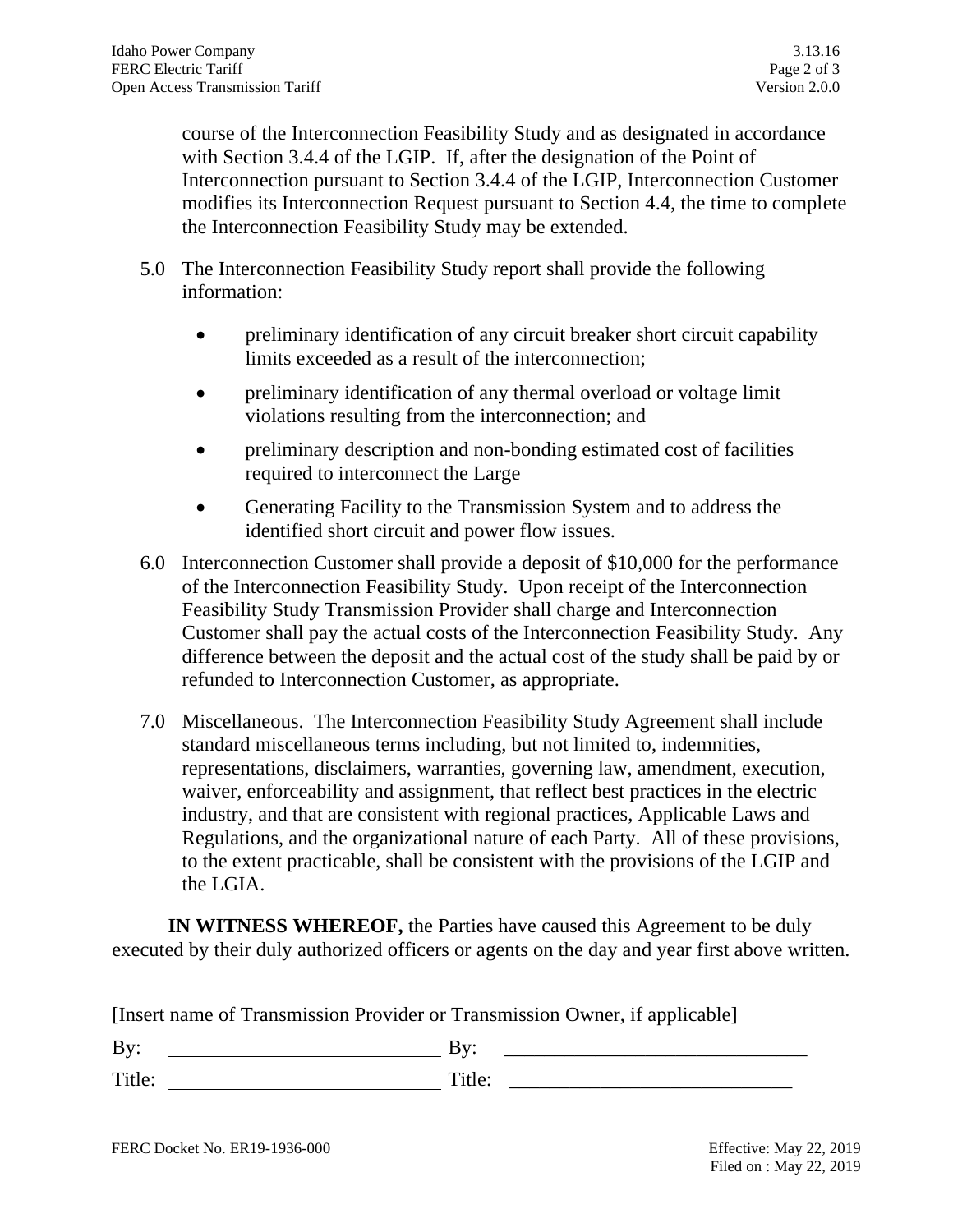course of the Interconnection Feasibility Study and as designated in accordance with Section 3.4.4 of the LGIP. If, after the designation of the Point of Interconnection pursuant to Section 3.4.4 of the LGIP, Interconnection Customer modifies its Interconnection Request pursuant to Section 4.4, the time to complete the Interconnection Feasibility Study may be extended.

5.0 The Interconnection Feasibility Study report shall provide the following information:

- preliminary identification of any circuit breaker short circuit capability limits exceeded as a result of the interconnection;
- preliminary identification of any thermal overload or voltage limit violations resulting from the interconnection; and
- preliminary description and non-bonding estimated cost of facilities required to interconnect the Large
- Generating Facility to the Transmission System and to address the identified short circuit and power flow issues.

6.0 Interconnection Customer shall provide a deposit of $10,000 for the performance of the Interconnection Feasibility Study. Upon receipt of the Interconnection Feasibility Study Transmission Provider shall charge and Interconnection Customer shall pay the actual costs of the Interconnection Feasibility Study. Any difference between the deposit and the actual cost of the study shall be paid by or refunded to Interconnection Customer, as appropriate.

7.0 Miscellaneous. The Interconnection Feasibility Study Agreement shall include standard miscellaneous terms including, but not limited to, indemnities, representations, disclaimers, warranties, governing law, amendment, execution, waiver, enforceability and assignment, that reflect best practices in the electric industry, and that are consistent with regional practices, Applicable Laws and Regulations, and the organizational nature of each Party. All of these provisions, to the extent practicable, shall be consistent with the provisions of the LGIP and the LGIA.

**IN WITNESS WHEREOF,** the Parties have caused this Agreement to be duly executed by their duly authorized officers or agents on the day and year first above written.

[Insert name of Transmission Provider or Transmission Owner, if applicable]

By: ___________________________ By: ______________________________

Title: ___________________________ Title: ____________________________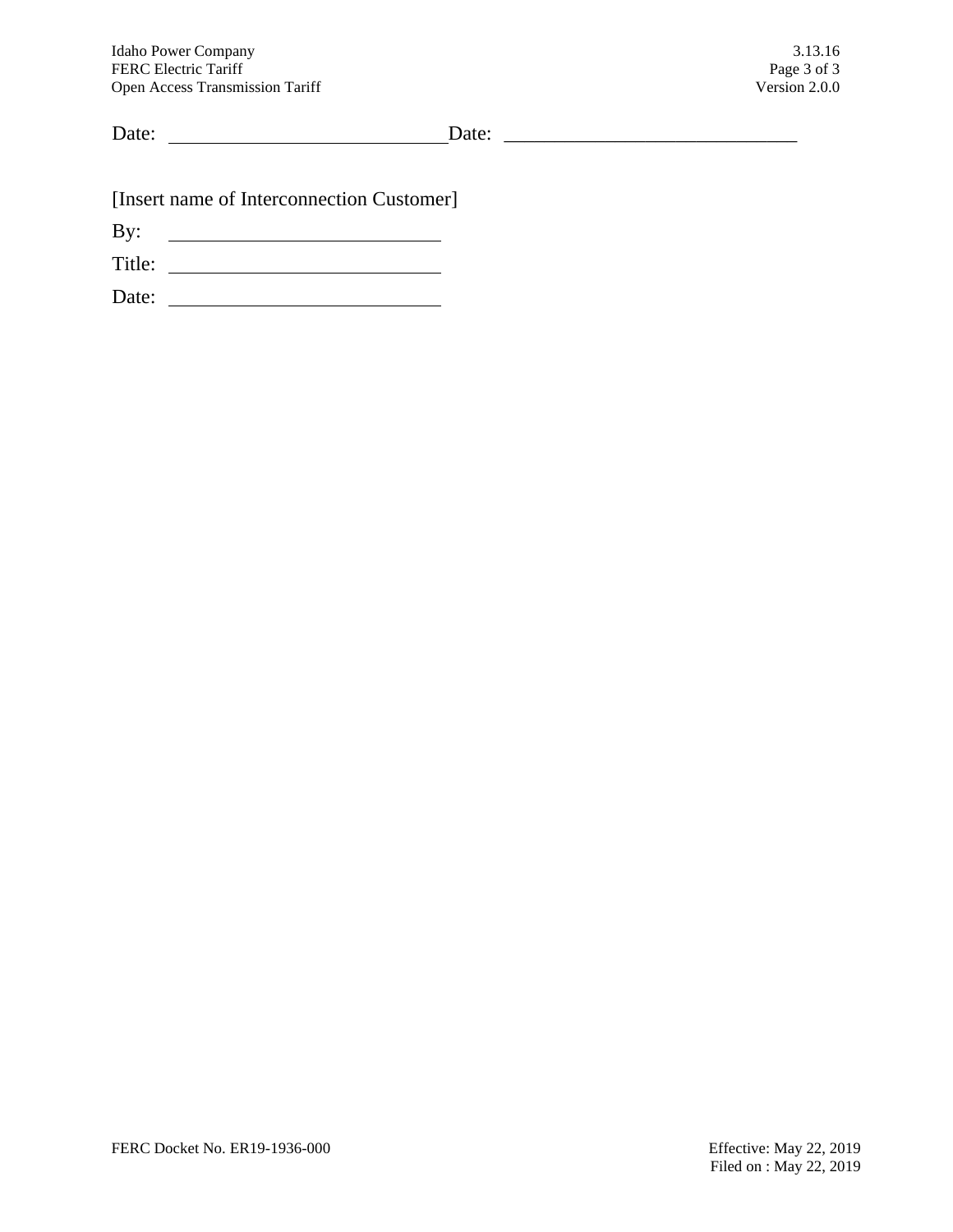Date: ____________________________ Date: ______________________________

[Insert name of Interconnection Customer]

By: ____________________________

Title: ____________________________

Date: ____________________________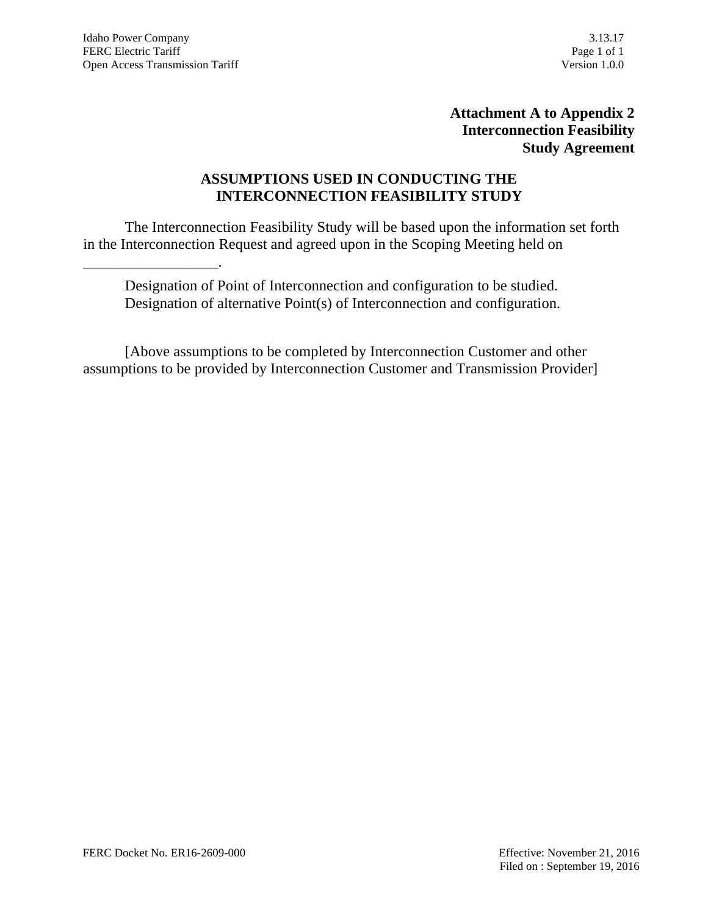**Attachment A to Appendix 2**
**Interconnection Feasibility**
**Study Agreement**

## ASSUMPTIONS USED IN CONDUCTING THE INTERCONNECTION FEASIBILITY STUDY

The Interconnection Feasibility Study will be based upon the information set forth in the Interconnection Request and agreed upon in the Scoping Meeting held on __________________.

Designation of Point of Interconnection and configuration to be studied.
Designation of alternative Point(s) of Interconnection and configuration.

[Above assumptions to be completed by Interconnection Customer and other assumptions to be provided by Interconnection Customer and Transmission Provider]